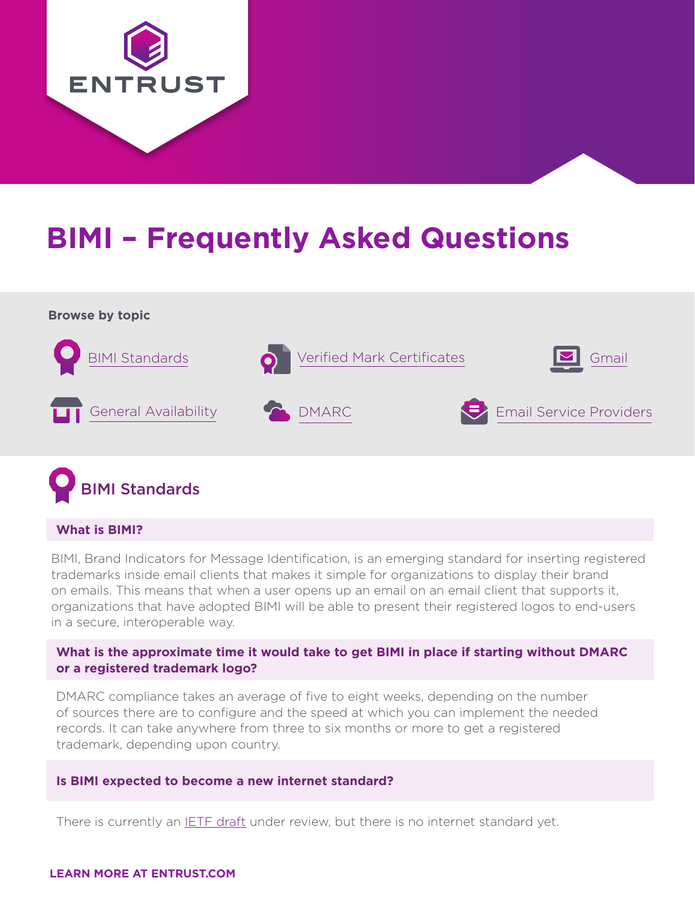# BIMI – Frequently Asked Questions

**Browse by topic**

- BIMI Standards
- Verified Mark Certificates
- Gmail
- General Availability
- DMARC
- Email Service Providers

## BIMI Standards

### What is BIMI?

BIMI, Brand Indicators for Message Identification, is an emerging standard for inserting registered trademarks inside email clients that makes it simple for organizations to display their brand on emails. This means that when a user opens up an email on an email client that supports it, organizations that have adopted BIMI will be able to present their registered logos to end-users in a secure, interoperable way.

### What is the approximate time it would take to get BIMI in place if starting without DMARC or a registered trademark logo?

DMARC compliance takes an average of five to eight weeks, depending on the number of sources there are to configure and the speed at which you can implement the needed records. It can take anywhere from three to six months or more to get a registered trademark, depending upon country.

### Is BIMI expected to become a new internet standard?

There is currently an IETF draft under review, but there is no internet standard yet.

**LEARN MORE AT ENTRUST.COM**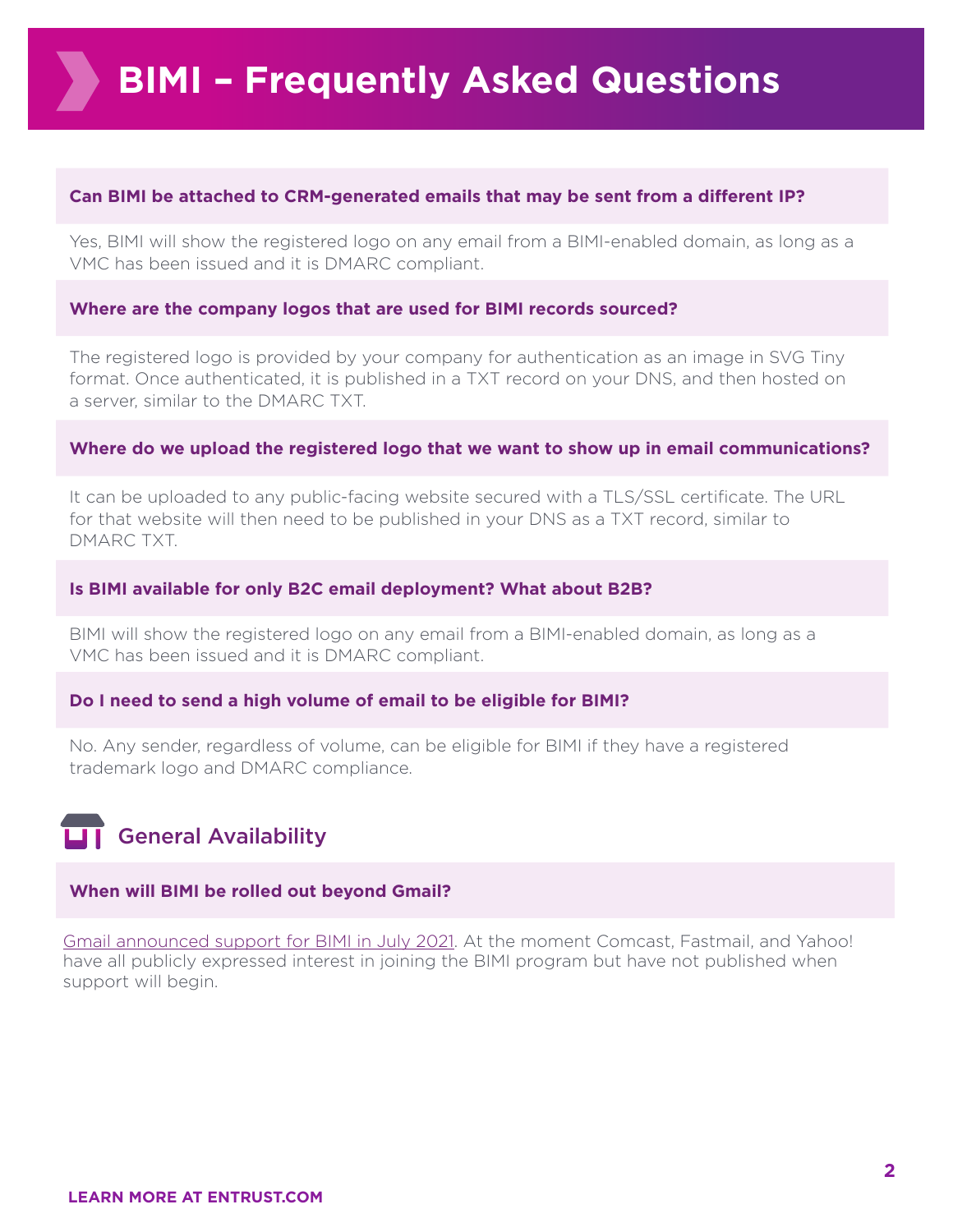# BIMI – Frequently Asked Questions

**Can BIMI be attached to CRM-generated emails that may be sent from a different IP?**

Yes, BIMI will show the registered logo on any email from a BIMI-enabled domain, as long as a VMC has been issued and it is DMARC compliant.

**Where are the company logos that are used for BIMI records sourced?**

The registered logo is provided by your company for authentication as an image in SVG Tiny format. Once authenticated, it is published in a TXT record on your DNS, and then hosted on a server, similar to the DMARC TXT.

**Where do we upload the registered logo that we want to show up in email communications?**

It can be uploaded to any public-facing website secured with a TLS/SSL certificate. The URL for that website will then need to be published in your DNS as a TXT record, similar to DMARC TXT.

**Is BIMI available for only B2C email deployment? What about B2B?**

BIMI will show the registered logo on any email from a BIMI-enabled domain, as long as a VMC has been issued and it is DMARC compliant.

**Do I need to send a high volume of email to be eligible for BIMI?**

No. Any sender, regardless of volume, can be eligible for BIMI if they have a registered trademark logo and DMARC compliance.

## General Availability

**When will BIMI be rolled out beyond Gmail?**

Gmail announced support for BIMI in July 2021. At the moment Comcast, Fastmail, and Yahoo! have all publicly expressed interest in joining the BIMI program but have not published when support will begin.

**LEARN MORE AT ENTRUST.COM**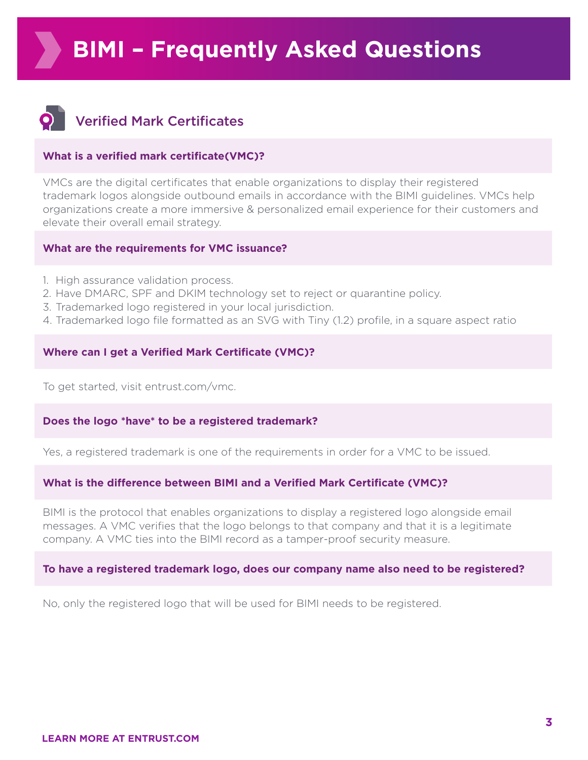# BIMI – Frequently Asked Questions

## Verified Mark Certificates

**What is a verified mark certificate(VMC)?**

VMCs are the digital certificates that enable organizations to display their registered trademark logos alongside outbound emails in accordance with the BIMI guidelines. VMCs help organizations create a more immersive & personalized email experience for their customers and elevate their overall email strategy.

**What are the requirements for VMC issuance?**

1. High assurance validation process.
2. Have DMARC, SPF and DKIM technology set to reject or quarantine policy.
3. Trademarked logo registered in your local jurisdiction.
4. Trademarked logo file formatted as an SVG with Tiny (1.2) profile, in a square aspect ratio

**Where can I get a Verified Mark Certificate (VMC)?**

To get started, visit entrust.com/vmc.

**Does the logo *have* to be a registered trademark?**

Yes, a registered trademark is one of the requirements in order for a VMC to be issued.

**What is the difference between BIMI and a Verified Mark Certificate (VMC)?**

BIMI is the protocol that enables organizations to display a registered logo alongside email messages. A VMC verifies that the logo belongs to that company and that it is a legitimate company. A VMC ties into the BIMI record as a tamper-proof security measure.

**To have a registered trademark logo, does our company name also need to be registered?**

No, only the registered logo that will be used for BIMI needs to be registered.

**LEARN MORE AT ENTRUST.COM**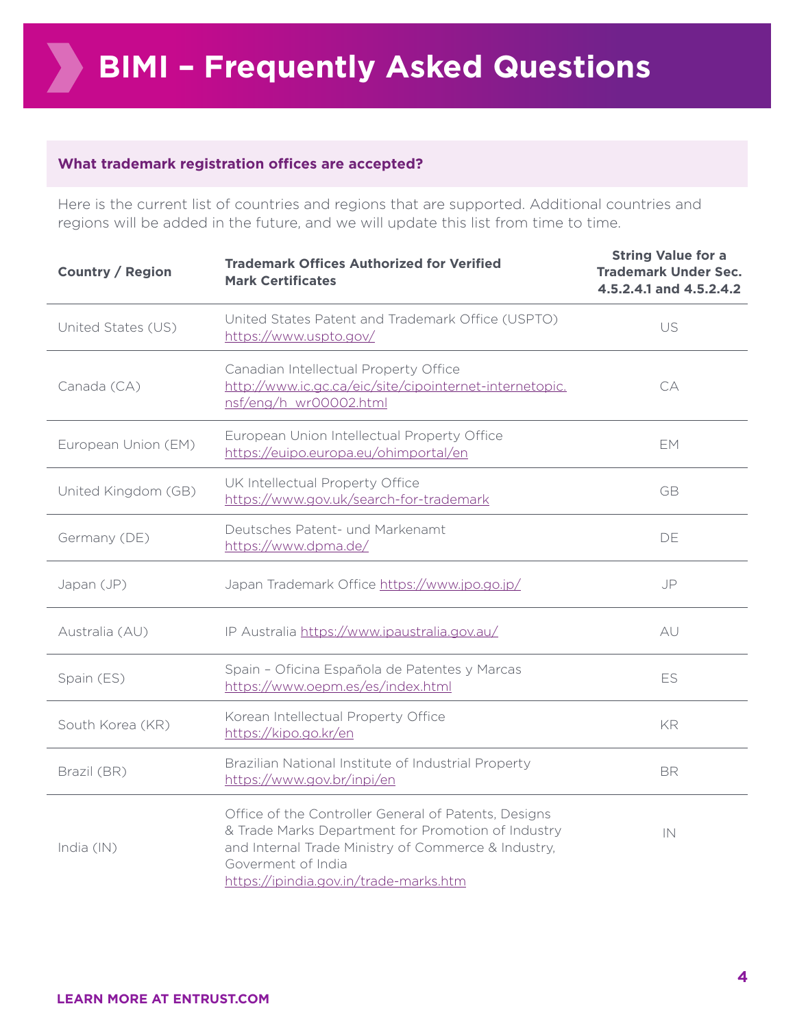# BIMI – Frequently Asked Questions

### What trademark registration offices are accepted?

Here is the current list of countries and regions that are supported. Additional countries and regions will be added in the future, and we will update this list from time to time.

| Country / Region | Trademark Offices Authorized for Verified Mark Certificates | String Value for a Trademark Under Sec. 4.5.2.4.1 and 4.5.2.4.2 |
|---|---|---|
| United States (US) | United States Patent and Trademark Office (USPTO) https://www.uspto.gov/ | US |
| Canada (CA) | Canadian Intellectual Property Office http://www.ic.gc.ca/eic/site/cipointernet-internetopic.nsf/eng/h_wr00002.html | CA |
| European Union (EM) | European Union Intellectual Property Office https://euipo.europa.eu/ohimportal/en | EM |
| United Kingdom (GB) | UK Intellectual Property Office https://www.gov.uk/search-for-trademark | GB |
| Germany (DE) | Deutsches Patent- und Markenamt https://www.dpma.de/ | DE |
| Japan (JP) | Japan Trademark Office https://www.jpo.go.jp/ | JP |
| Australia (AU) | IP Australia https://www.ipaustralia.gov.au/ | AU |
| Spain (ES) | Spain – Oficina Española de Patentes y Marcas https://www.oepm.es/es/index.html | ES |
| South Korea (KR) | Korean Intellectual Property Office https://kipo.go.kr/en | KR |
| Brazil (BR) | Brazilian National Institute of Industrial Property https://www.gov.br/inpi/en | BR |
| India (IN) | Office of the Controller General of Patents, Designs & Trade Marks Department for Promotion of Industry and Internal Trade Ministry of Commerce & Industry, Goverment of India https://ipindia.gov.in/trade-marks.htm | IN |

**LEARN MORE AT ENTRUST.COM**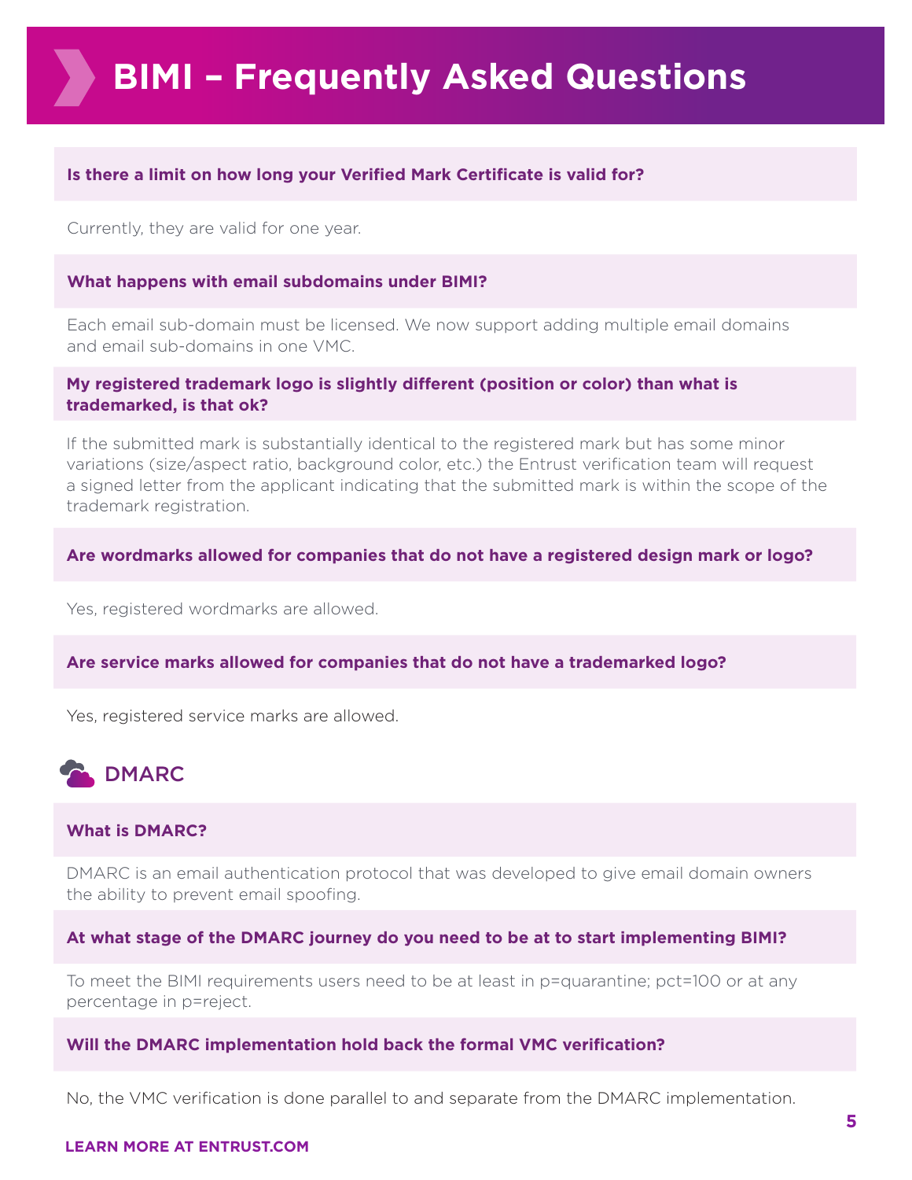# BIMI – Frequently Asked Questions

**Is there a limit on how long your Verified Mark Certificate is valid for?**

Currently, they are valid for one year.

**What happens with email subdomains under BIMI?**

Each email sub-domain must be licensed. We now support adding multiple email domains and email sub-domains in one VMC.

**My registered trademark logo is slightly different (position or color) than what is trademarked, is that ok?**

If the submitted mark is substantially identical to the registered mark but has some minor variations (size/aspect ratio, background color, etc.) the Entrust verification team will request a signed letter from the applicant indicating that the submitted mark is within the scope of the trademark registration.

**Are wordmarks allowed for companies that do not have a registered design mark or logo?**

Yes, registered wordmarks are allowed.

**Are service marks allowed for companies that do not have a trademarked logo?**

Yes, registered service marks are allowed.

## DMARC

**What is DMARC?**

DMARC is an email authentication protocol that was developed to give email domain owners the ability to prevent email spoofing.

**At what stage of the DMARC journey do you need to be at to start implementing BIMI?**

To meet the BIMI requirements users need to be at least in p=quarantine; pct=100 or at any percentage in p=reject.

**Will the DMARC implementation hold back the formal VMC verification?**

No, the VMC verification is done parallel to and separate from the DMARC implementation.

**LEARN MORE AT ENTRUST.COM**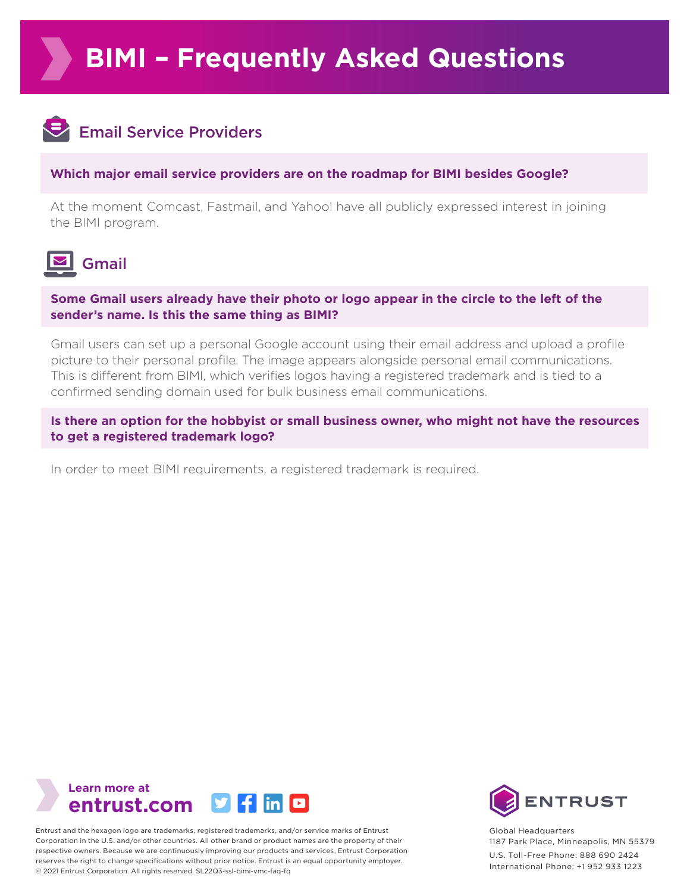# BIMI – Frequently Asked Questions

## Email Service Providers

**Which major email service providers are on the roadmap for BIMI besides Google?**

At the moment Comcast, Fastmail, and Yahoo! have all publicly expressed interest in joining the BIMI program.

## Gmail

**Some Gmail users already have their photo or logo appear in the circle to the left of the sender's name. Is this the same thing as BIMI?**

Gmail users can set up a personal Google account using their email address and upload a profile picture to their personal profile. The image appears alongside personal email communications. This is different from BIMI, which verifies logos having a registered trademark and is tied to a confirmed sending domain used for bulk business email communications.

**Is there an option for the hobbyist or small business owner, who might not have the resources to get a registered trademark logo?**

In order to meet BIMI requirements, a registered trademark is required.

Learn more at **entrust.com**

Entrust and the hexagon logo are trademarks, registered trademarks, and/or service marks of Entrust Corporation in the U.S. and/or other countries. All other brand or product names are the property of their respective owners. Because we are continuously improving our products and services, Entrust Corporation reserves the right to change specifications without prior notice. Entrust is an equal opportunity employer. © 2021 Entrust Corporation. All rights reserved. SL22Q3-ssl-bimi-vmc-faq-fq

ENTRUST

Global Headquarters
1187 Park Place, Minneapolis, MN 55379
U.S. Toll-Free Phone: 888 690 2424
International Phone: +1 952 933 1223